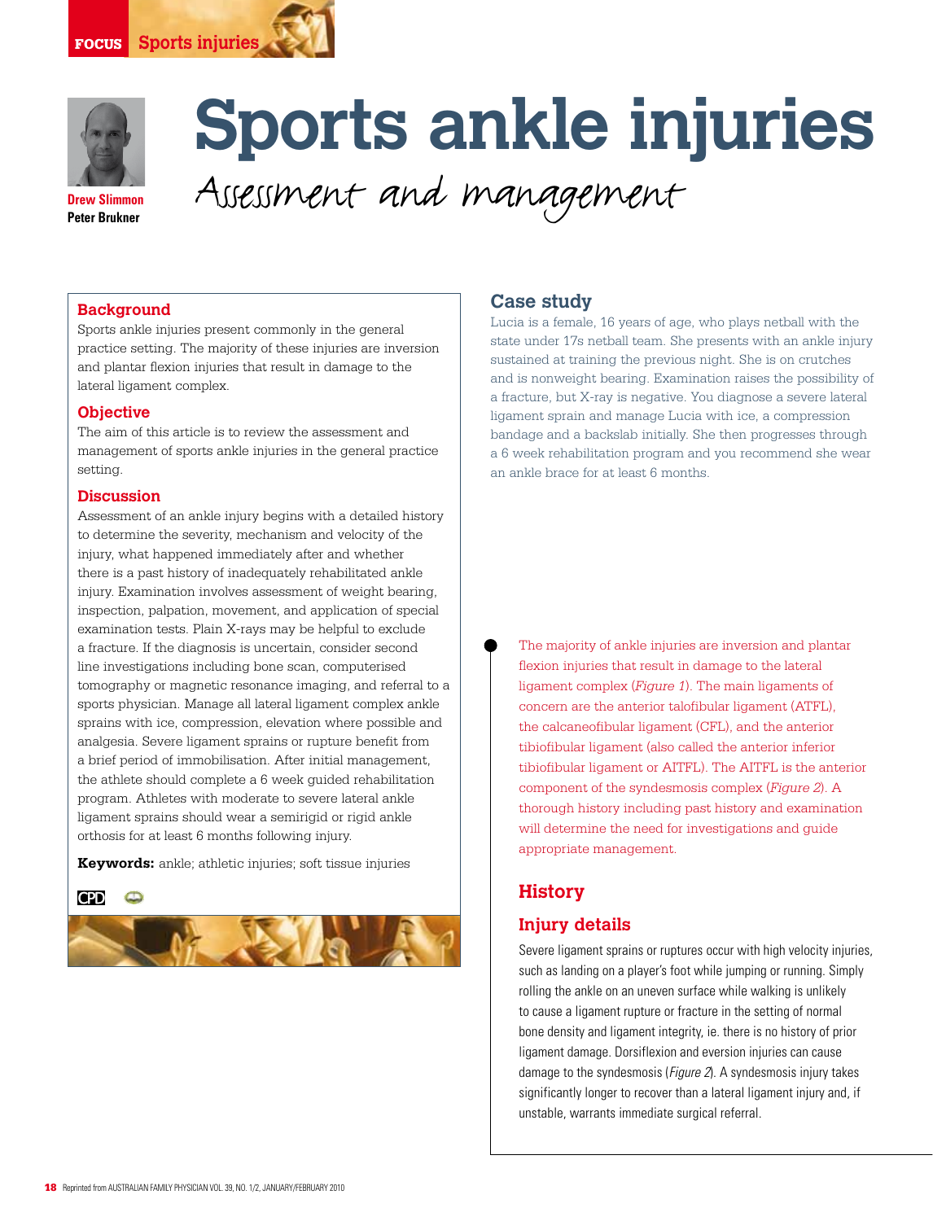# Sports ankle injuries

## Assessment and management

**Drew Slimmon**
**Peter Brukner**

### Background

Sports ankle injuries present commonly in the general practice setting. The majority of these injuries are inversion and plantar flexion injuries that result in damage to the lateral ligament complex.

### Objective

The aim of this article is to review the assessment and management of sports ankle injuries in the general practice setting.

### Discussion

Assessment of an ankle injury begins with a detailed history to determine the severity, mechanism and velocity of the injury, what happened immediately after and whether there is a past history of inadequately rehabilitated ankle injury. Examination involves assessment of weight bearing, inspection, palpation, movement, and application of special examination tests. Plain X-rays may be helpful to exclude a fracture. If the diagnosis is uncertain, consider second line investigations including bone scan, computerised tomography or magnetic resonance imaging, and referral to a sports physician. Manage all lateral ligament complex ankle sprains with ice, compression, elevation where possible and analgesia. Severe ligament sprains or rupture benefit from a brief period of immobilisation. After initial management, the athlete should complete a 6 week guided rehabilitation program. Athletes with moderate to severe lateral ankle ligament sprains should wear a semirigid or rigid ankle orthosis for at least 6 months following injury.

**Keywords:** ankle; athletic injuries; soft tissue injuries

## Case study

Lucia is a female, 16 years of age, who plays netball with the state under 17s netball team. She presents with an ankle injury sustained at training the previous night. She is on crutches and is nonweight bearing. Examination raises the possibility of a fracture, but X-ray is negative. You diagnose a severe lateral ligament sprain and manage Lucia with ice, a compression bandage and a backslab initially. She then progresses through a 6 week rehabilitation program and you recommend she wear an ankle brace for at least 6 months.

The majority of ankle injuries are inversion and plantar flexion injuries that result in damage to the lateral ligament complex (*Figure 1*). The main ligaments of concern are the anterior talofibular ligament (ATFL), the calcaneofibular ligament (CFL), and the anterior tibiofibular ligament (also called the anterior inferior tibiofibular ligament or AITFL). The AITFL is the anterior component of the syndesmosis complex (*Figure 2*). A thorough history including past history and examination will determine the need for investigations and guide appropriate management.

## History

### Injury details

Severe ligament sprains or ruptures occur with high velocity injuries, such as landing on a player's foot while jumping or running. Simply rolling the ankle on an uneven surface while walking is unlikely to cause a ligament rupture or fracture in the setting of normal bone density and ligament integrity, ie. there is no history of prior ligament damage. Dorsiflexion and eversion injuries can cause damage to the syndesmosis (*Figure 2*). A syndesmosis injury takes significantly longer to recover than a lateral ligament injury and, if unstable, warrants immediate surgical referral.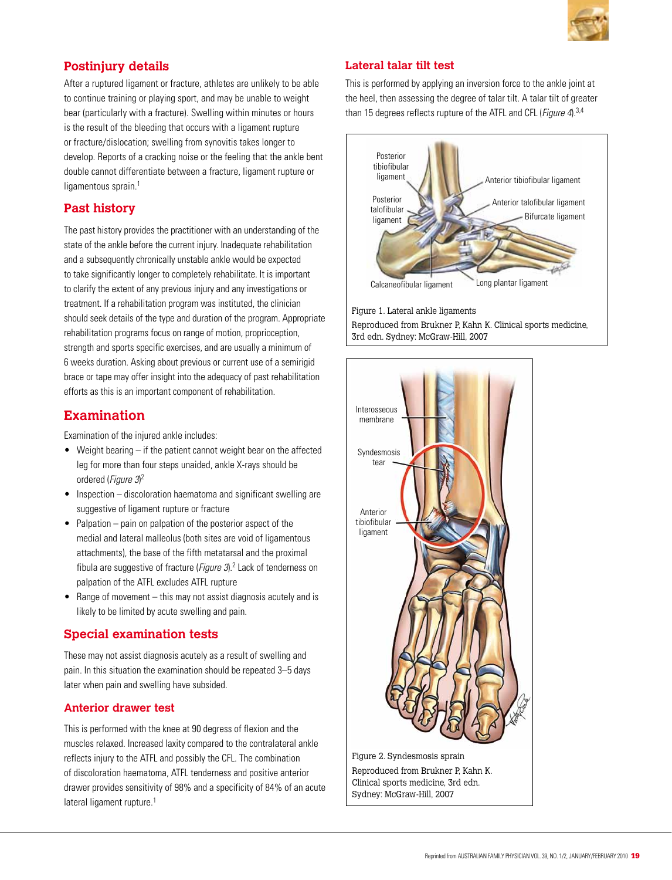## Postinjury details

After a ruptured ligament or fracture, athletes are unlikely to be able to continue training or playing sport, and may be unable to weight bear (particularly with a fracture). Swelling within minutes or hours is the result of the bleeding that occurs with a ligament rupture or fracture/dislocation; swelling from synovitis takes longer to develop. Reports of a cracking noise or the feeling that the ankle bent double cannot differentiate between a fracture, ligament rupture or ligamentous sprain.[1]

## Past history

The past history provides the practitioner with an understanding of the state of the ankle before the current injury. Inadequate rehabilitation and a subsequently chronically unstable ankle would be expected to take significantly longer to completely rehabilitate. It is important to clarify the extent of any previous injury and any investigations or treatment. If a rehabilitation program was instituted, the clinician should seek details of the type and duration of the program. Appropriate rehabilitation programs focus on range of motion, proprioception, strength and sports specific exercises, and are usually a minimum of 6 weeks duration. Asking about previous or current use of a semirigid brace or tape may offer insight into the adequacy of past rehabilitation efforts as this is an important component of rehabilitation.

# Examination

Examination of the injured ankle includes:

- Weight bearing – if the patient cannot weight bear on the affected leg for more than four steps unaided, ankle X-rays should be ordered (*Figure 3*)[2]
- Inspection – discoloration haematoma and significant swelling are suggestive of ligament rupture or fracture
- Palpation – pain on palpation of the posterior aspect of the medial and lateral malleolus (both sites are void of ligamentous attachments), the base of the fifth metatarsal and the proximal fibula are suggestive of fracture (*Figure 3*).[2] Lack of tenderness on palpation of the ATFL excludes ATFL rupture
- Range of movement – this may not assist diagnosis acutely and is likely to be limited by acute swelling and pain.

## Special examination tests

These may not assist diagnosis acutely as a result of swelling and pain. In this situation the examination should be repeated 3–5 days later when pain and swelling have subsided.

### Anterior drawer test

This is performed with the knee at 90 degrees of flexion and the muscles relaxed. Increased laxity compared to the contralateral ankle reflects injury to the ATFL and possibly the CFL. The combination of discoloration haematoma, ATFL tenderness and positive anterior drawer provides sensitivity of 98% and a specificity of 84% of an acute lateral ligament rupture.[1]

### Lateral talar tilt test

This is performed by applying an inversion force to the ankle joint at the heel, then assessing the degree of talar tilt. A talar tilt of greater than 15 degrees reflects rupture of the ATFL and CFL (*Figure 4*).[3,4]

Figure 1. Lateral ankle ligaments
Reproduced from Brukner P, Kahn K. Clinical sports medicine, 3rd edn. Sydney: McGraw-Hill, 2007

Figure 2. Syndesmosis sprain
Reproduced from Brukner P, Kahn K. Clinical sports medicine, 3rd edn. Sydney: McGraw-Hill, 2007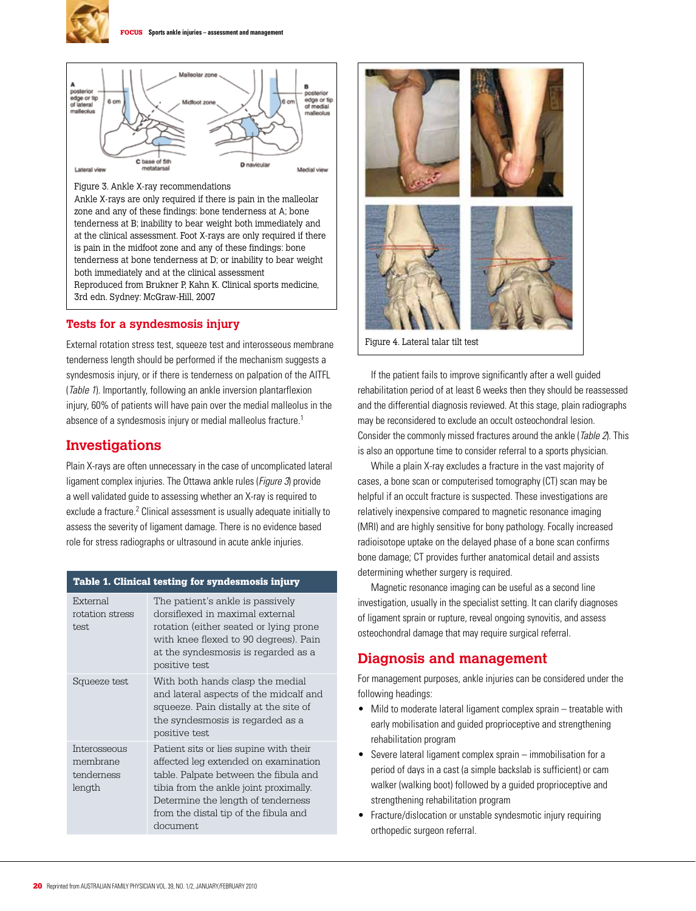Figure 3. Ankle X-ray recommendations
Ankle X-rays are only required if there is pain in the malleolar zone and any of these findings: bone tenderness at A; bone tenderness at B; inability to bear weight both immediately and at the clinical assessment. Foot X-rays are only required if there is pain in the midfoot zone and any of these findings: bone tenderness at bone tenderness at D; or inability to bear weight both immediately and at the clinical assessment
Reproduced from Brukner P, Kahn K. Clinical sports medicine, 3rd edn. Sydney: McGraw-Hill, 2007

## Tests for a syndesmosis injury

External rotation stress test, squeeze test and interosseous membrane tenderness length should be performed if the mechanism suggests a syndesmosis injury, or if there is tenderness on palpation of the AITFL (*Table 1*). Importantly, following an ankle inversion plantarflexion injury, 60% of patients will have pain over the medial malleolus in the absence of a syndesmosis injury or medial malleolus fracture.[1]

## Investigations

Plain X-rays are often unnecessary in the case of uncomplicated lateral ligament complex injuries. The Ottawa ankle rules (*Figure 3*) provide a well validated guide to assessing whether an X-ray is required to exclude a fracture.[2] Clinical assessment is usually adequate initially to assess the severity of ligament damage. There is no evidence based role for stress radiographs or ultrasound in acute ankle injuries.

**Table 1. Clinical testing for syndesmosis injury**

| Test | Description |
|---|---|
| External rotation stress test | The patient's ankle is passively dorsiflexed in maximal external rotation (either seated or lying prone with knee flexed to 90 degrees). Pain at the syndesmosis is regarded as a positive test |
| Squeeze test | With both hands clasp the medial and lateral aspects of the midcalf and squeeze. Pain distally at the site of the syndesmosis is regarded as a positive test |
| Interosseous membrane tenderness length | Patient sits or lies supine with their affected leg extended on examination table. Palpate between the fibula and tibia from the ankle joint proximally. Determine the length of tenderness from the distal tip of the fibula and document |

Figure 4. Lateral talar tilt test

If the patient fails to improve significantly after a well guided rehabilitation period of at least 6 weeks then they should be reassessed and the differential diagnosis reviewed. At this stage, plain radiographs may be reconsidered to exclude an occult osteochondral lesion. Consider the commonly missed fractures around the ankle (*Table 2*). This is also an opportune time to consider referral to a sports physician.

While a plain X-ray excludes a fracture in the vast majority of cases, a bone scan or computerised tomography (CT) scan may be helpful if an occult fracture is suspected. These investigations are relatively inexpensive compared to magnetic resonance imaging (MRI) and are highly sensitive for bony pathology. Focally increased radioisotope uptake on the delayed phase of a bone scan confirms bone damage; CT provides further anatomical detail and assists determining whether surgery is required.

Magnetic resonance imaging can be useful as a second line investigation, usually in the specialist setting. It can clarify diagnoses of ligament sprain or rupture, reveal ongoing synovitis, and assess osteochondral damage that may require surgical referral.

## Diagnosis and management

For management purposes, ankle injuries can be considered under the following headings:

- Mild to moderate lateral ligament complex sprain – treatable with early mobilisation and guided proprioceptive and strengthening rehabilitation program
- Severe lateral ligament complex sprain – immobilisation for a period of days in a cast (a simple backslab is sufficient) or cam walker (walking boot) followed by a guided proprioceptive and strengthening rehabilitation program
- Fracture/dislocation or unstable syndesmotic injury requiring orthopedic surgeon referral.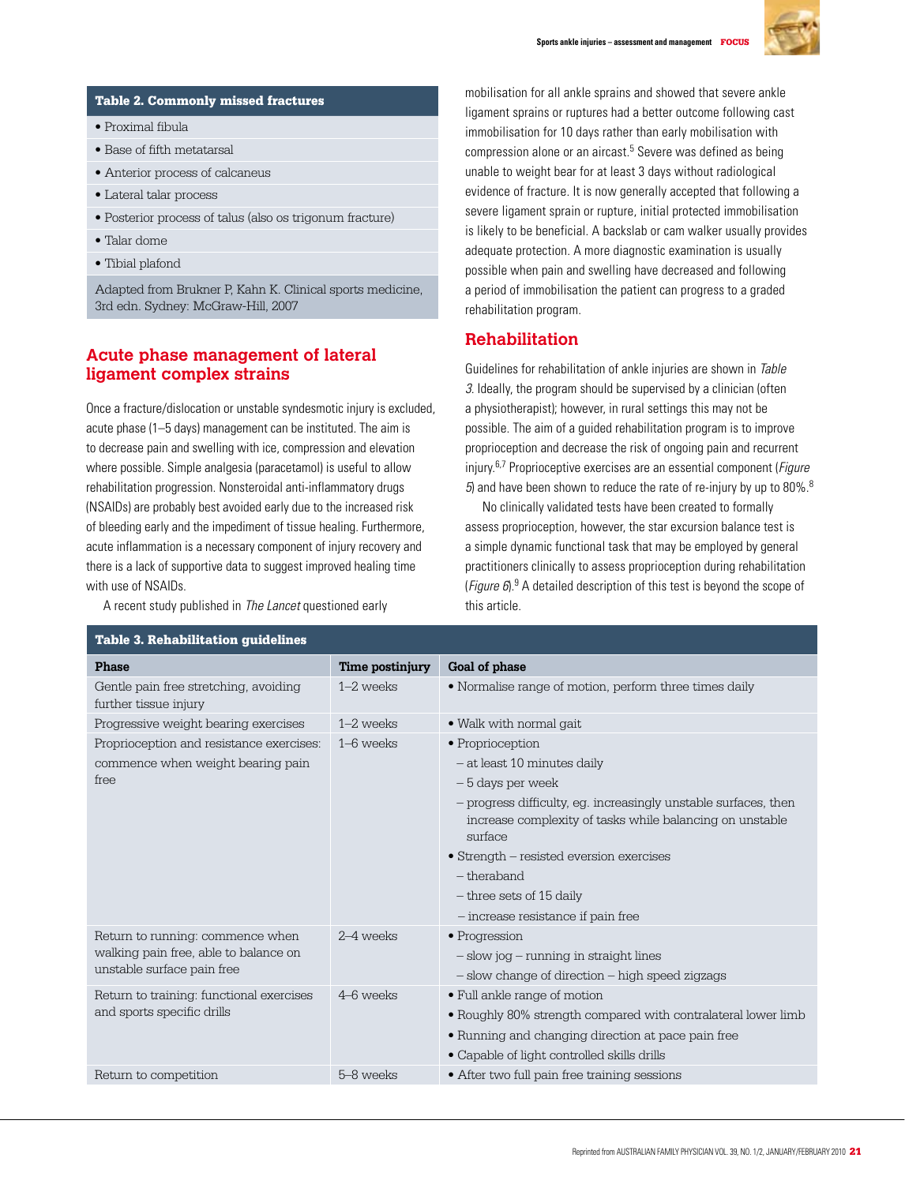**Table 2. Commonly missed fractures**

- Proximal fibula
- Base of fifth metatarsal
- Anterior process of calcaneus
- Lateral talar process
- Posterior process of talus (also os trigonum fracture)
- Talar dome
- Tibial plafond

Adapted from Brukner P, Kahn K. Clinical sports medicine, 3rd edn. Sydney: McGraw-Hill, 2007

## Acute phase management of lateral ligament complex strains

Once a fracture/dislocation or unstable syndesmotic injury is excluded, acute phase (1–5 days) management can be instituted. The aim is to decrease pain and swelling with ice, compression and elevation where possible. Simple analgesia (paracetamol) is useful to allow rehabilitation progression. Nonsteroidal anti-inflammatory drugs (NSAIDs) are probably best avoided early due to the increased risk of bleeding early and the impediment of tissue healing. Furthermore, acute inflammation is a necessary component of injury recovery and there is a lack of supportive data to suggest improved healing time with use of NSAIDs.

A recent study published in *The Lancet* questioned early mobilisation for all ankle sprains and showed that severe ankle ligament sprains or ruptures had a better outcome following cast immobilisation for 10 days rather than early mobilisation with compression alone or an aircast.[5] Severe was defined as being unable to weight bear for at least 3 days without radiological evidence of fracture. It is now generally accepted that following a severe ligament sprain or rupture, initial protected immobilisation is likely to be beneficial. A backslab or cam walker usually provides adequate protection. A more diagnostic examination is usually possible when pain and swelling have decreased and following a period of immobilisation the patient can progress to a graded rehabilitation program.

## Rehabilitation

Guidelines for rehabilitation of ankle injuries are shown in *Table 3*. Ideally, the program should be supervised by a clinician (often a physiotherapist); however, in rural settings this may not be possible. The aim of a guided rehabilitation program is to improve proprioception and decrease the risk of ongoing pain and recurrent injury.[6,7] Proprioceptive exercises are an essential component (*Figure 5*) and have been shown to reduce the rate of re-injury by up to 80%.[8]

No clinically validated tests have been created to formally assess proprioception, however, the star excursion balance test is a simple dynamic functional task that may be employed by general practitioners clinically to assess proprioception during rehabilitation (*Figure 6*).[9] A detailed description of this test is beyond the scope of this article.

**Table 3. Rehabilitation guidelines**

| Phase | Time postinjury | Goal of phase |
|---|---|---|
| Gentle pain free stretching, avoiding further tissue injury | 1–2 weeks | • Normalise range of motion, perform three times daily |
| Progressive weight bearing exercises | 1–2 weeks | • Walk with normal gait |
| Proprioception and resistance exercises: commence when weight bearing pain free | 1–6 weeks | • Proprioception<br>– at least 10 minutes daily<br>– 5 days per week<br>– progress difficulty, eg. increasingly unstable surfaces, then increase complexity of tasks while balancing on unstable surface<br>• Strength – resisted eversion exercises<br>– theraband<br>– three sets of 15 daily<br>– increase resistance if pain free |
| Return to running: commence when walking pain free, able to balance on unstable surface pain free | 2–4 weeks | • Progression<br>– slow jog – running in straight lines<br>– slow change of direction – high speed zigzags |
| Return to training: functional exercises and sports specific drills | 4–6 weeks | • Full ankle range of motion<br>• Roughly 80% strength compared with contralateral lower limb<br>• Running and changing direction at pace pain free<br>• Capable of light controlled skills drills |
| Return to competition | 5–8 weeks | • After two full pain free training sessions |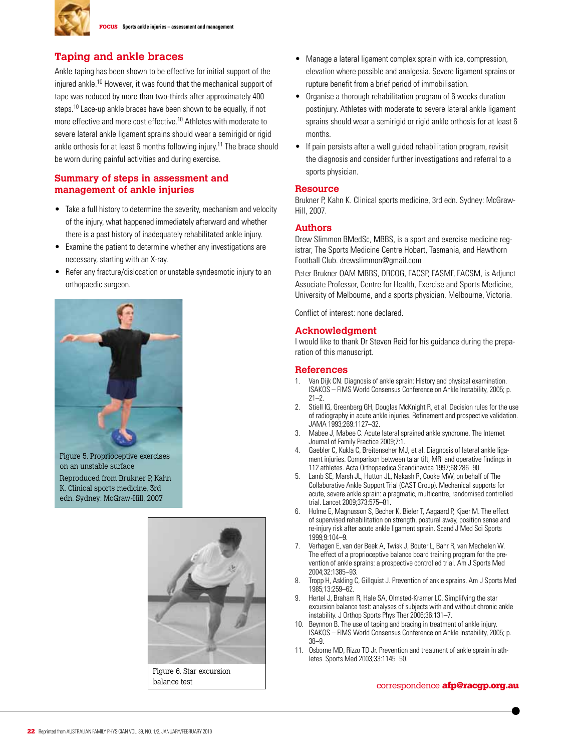## Taping and ankle braces

Ankle taping has been shown to be effective for initial support of the injured ankle.[10] However, it was found that the mechanical support of tape was reduced by more than two-thirds after approximately 400 steps.[10] Lace-up ankle braces have been shown to be equally, if not more effective and more cost effective.[10] Athletes with moderate to severe lateral ankle ligament sprains should wear a semirigid or rigid ankle orthosis for at least 6 months following injury.[11] The brace should be worn during painful activities and during exercise.

## Summary of steps in assessment and management of ankle injuries

- Take a full history to determine the severity, mechanism and velocity of the injury, what happened immediately afterward and whether there is a past history of inadequately rehabilitated ankle injury.
- Examine the patient to determine whether any investigations are necessary, starting with an X-ray.
- Refer any fracture/dislocation or unstable syndesmotic injury to an orthopaedic surgeon.
- Manage a lateral ligament complex sprain with ice, compression, elevation where possible and analgesia. Severe ligament sprains or rupture benefit from a brief period of immobilisation.
- Organise a thorough rehabilitation program of 6 weeks duration postinjury. Athletes with moderate to severe lateral ankle ligament sprains should wear a semirigid or rigid ankle orthosis for at least 6 months.
- If pain persists after a well guided rehabilitation program, revisit the diagnosis and consider further investigations and referral to a sports physician.

Figure 5. Proprioceptive exercises on an unstable surface

Reproduced from Brukner P, Kahn K. Clinical sports medicine, 3rd edn. Sydney: McGraw-Hill, 2007

Figure 6. Star excursion balance test

## Resource

Brukner P, Kahn K. Clinical sports medicine, 3rd edn. Sydney: McGraw-Hill, 2007.

## Authors

Drew Slimmon BMedSc, MBBS, is a sport and exercise medicine registrar, The Sports Medicine Centre Hobart, Tasmania, and Hawthorn Football Club. drewslimmon@gmail.com

Peter Brukner OAM MBBS, DRCOG, FACSP, FASMF, FACSM, is Adjunct Associate Professor, Centre for Health, Exercise and Sports Medicine, University of Melbourne, and a sports physician, Melbourne, Victoria.

Conflict of interest: none declared.

## Acknowledgment

I would like to thank Dr Steven Reid for his guidance during the preparation of this manuscript.

## References

1. Van Dijk CN. Diagnosis of ankle sprain: History and physical examination. ISAKOS – FIMS World Consensus Conference on Ankle Instability, 2005; p. 21–2.
2. Stiell IG, Greenberg GH, Douglas McKnight R, et al. Decision rules for the use of radiography in acute ankle injuries. Refinement and prospective validation. JAMA 1993;269:1127–32.
3. Mabee J, Mabee C. Acute lateral sprained ankle syndrome. The Internet Journal of Family Practice 2009;7:1.
4. Gaebler C, Kukla C, Breitenseher MJ, et al. Diagnosis of lateral ankle ligament injuries. Comparison between talar tilt, MRI and operative findings in 112 athletes. Acta Orthopaedica Scandinavica 1997;68:286–90.
5. Lamb SE, Marsh JL, Hutton JL, Nakash R, Cooke MW, on behalf of The Collaborative Ankle Support Trial (CAST Group). Mechanical supports for acute, severe ankle sprain: a pragmatic, multicentre, randomised controlled trial. Lancet 2009;373:575–81.
6. Holme E, Magnusson S, Becher K, Bieler T, Aagaard P, Kjaer M. The effect of supervised rehabilitation on strength, postural sway, position sense and re-injury risk after acute ankle ligament sprain. Scand J Med Sci Sports 1999;9:104–9.
7. Verhagen E, van der Beek A, Twisk J, Bouter L, Bahr R, van Mechelen W. The effect of a proprioceptive balance board training program for the prevention of ankle sprains: a prospective controlled trial. Am J Sports Med 2004;32:1385–93.
8. Tropp H, Askling C, Gillquist J. Prevention of ankle sprains. Am J Sports Med 1985;13:259–62.
9. Hertel J, Braham R, Hale SA, Olmsted-Kramer LC. Simplifying the star excursion balance test: analyses of subjects with and without chronic ankle instability. J Orthop Sports Phys Ther 2006;36:131–7.
10. Beynnon B. The use of taping and bracing in treatment of ankle injury. ISAKOS – FIMS World Consensus Conference on Ankle Instability, 2005; p. 38–9.
11. Osborne MD, Rizzo TD Jr. Prevention and treatment of ankle sprain in athletes. Sports Med 2003;33:1145–50.

correspondence **afp@racgp.org.au**